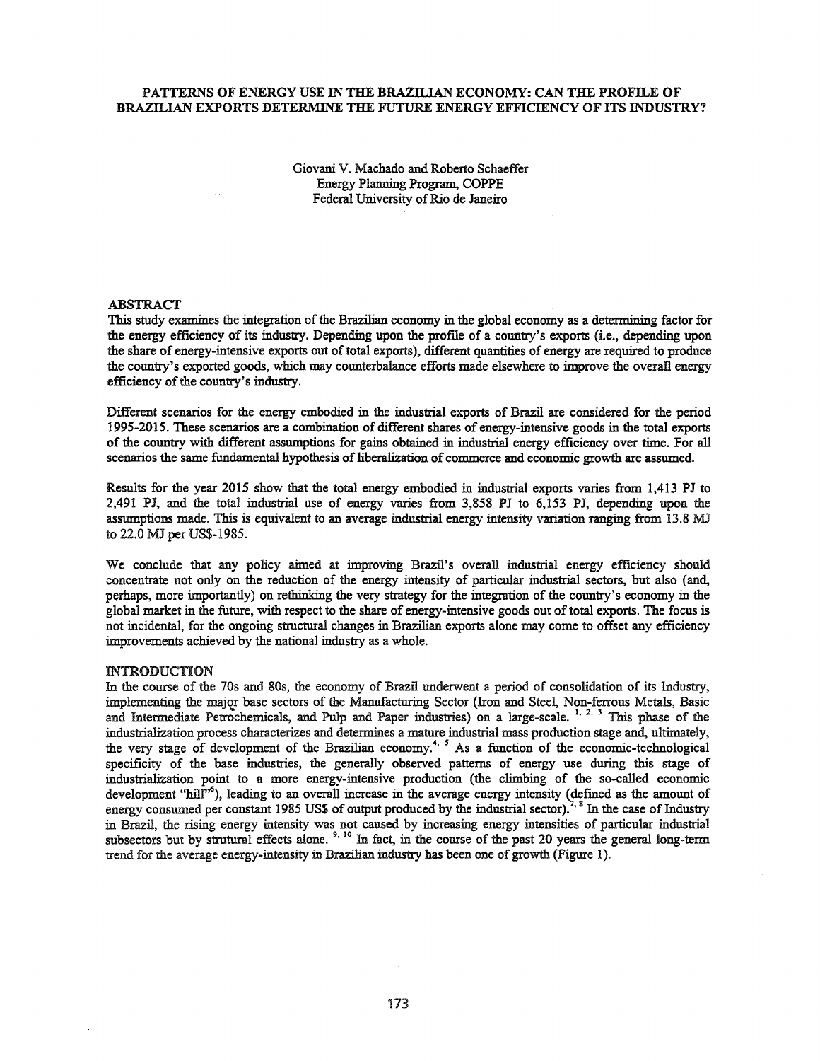# PATTERNS OF ENERGY USE IN THE BRAZILIAN ECONOMY: CAN THE PROFILE OF BRAZILIAN EXPORTS DETERMINE THE FUTURE ENERGY EFFICIENCY OF ITS INDUSTRY?

Giovani V. Machado and Roberto Schaeffer
Energy Planning Program, COPPE
Federal University of Rio de Janeiro

## ABSTRACT

This study examines the integration of the Brazilian economy in the global economy as a determining factor for the energy efficiency of its industry. Depending upon the profile of a country's exports (i.e., depending upon the share of energy-intensive exports out of total exports), different quantities of energy are required to produce the country's exported goods, which may counterbalance efforts made elsewhere to improve the overall energy efficiency of the country's industry.

Different scenarios for the energy embodied in the industrial exports of Brazil are considered for the period 1995-2015. These scenarios are a combination of different shares of energy-intensive goods in the total exports of the country with different assumptions for gains obtained in industrial energy efficiency over time. For all scenarios the same fundamental hypothesis of liberalization of commerce and economic growth are assumed.

Results for the year 2015 show that the total energy embodied in industrial exports varies from 1,413 PJ to 2,491 PJ, and the total industrial use of energy varies from 3,858 PJ to 6,153 PJ, depending upon the assumptions made. This is equivalent to an average industrial energy intensity variation ranging from 13.8 MJ to 22.0 MJ per US$-1985.

We conclude that any policy aimed at improving Brazil's overall industrial energy efficiency should concentrate not only on the reduction of the energy intensity of particular industrial sectors, but also (and, perhaps, more importantly) on rethinking the very strategy for the integration of the country's economy in the global market in the future, with respect to the share of energy-intensive goods out of total exports. The focus is not incidental, for the ongoing structural changes in Brazilian exports alone may come to offset any efficiency improvements achieved by the national industry as a whole.

## INTRODUCTION

In the course of the 70s and 80s, the economy of Brazil underwent a period of consolidation of its Industry, implementing the major base sectors of the Manufacturing Sector (Iron and Steel, Non-ferrous Metals, Basic and Intermediate Petrochemicals, and Pulp and Paper industries) on a large-scale. [1, 2, 3] This phase of the industrialization process characterizes and determines a mature industrial mass production stage and, ultimately, the very stage of development of the Brazilian economy.[4, 5] As a function of the economic-technological specificity of the base industries, the generally observed patterns of energy use during this stage of industrialization point to a more energy-intensive production (the climbing of the so-called economic development "hill"[6]), leading to an overall increase in the average energy intensity (defined as the amount of energy consumed per constant 1985 US$ of output produced by the industrial sector).[7, 8] In the case of Industry in Brazil, the rising energy intensity was not caused by increasing energy intensities of particular industrial subsectors but by strutural effects alone. [9, 10] In fact, in the course of the past 20 years the general long-term trend for the average energy-intensity in Brazilian industry has been one of growth (Figure 1).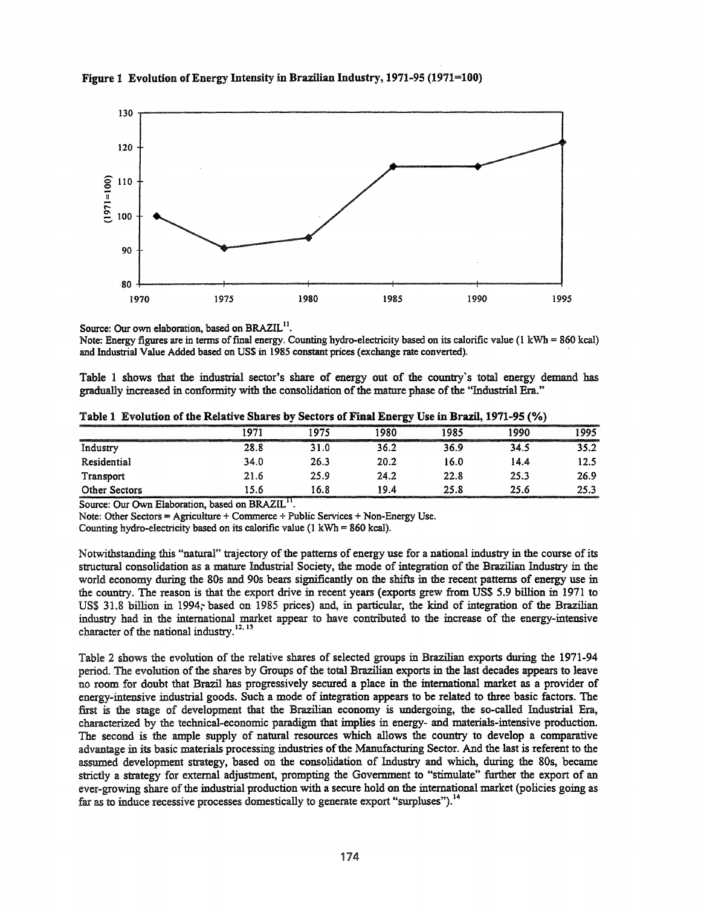**Figure 1 Evolution of Energy Intensity in Brazilian Industry, 1971-95 (1971=100)**

Source: Our own elaboration, based on BRAZIL[11].

Note: Energy figures are in terms of final energy. Counting hydro-electricity based on its calorific value (1 kWh = 860 kcal) and Industrial Value Added based on US$ in 1985 constant prices (exchange rate converted).

Table 1 shows that the industrial sector's share of energy out of the country's total energy demand has gradually increased in conformity with the consolidation of the mature phase of the "Industrial Era."

**Table 1 Evolution of the Relative Shares by Sectors of Final Energy Use in Brazil, 1971-95 (%)**

| | 1971 | 1975 | 1980 | 1985 | 1990 | 1995 |
|---|---|---|---|---|---|---|
| Industry | 28.8 | 31.0 | 36.2 | 36.9 | 34.5 | 35.2 |
| Residential | 34.0 | 26.3 | 20.2 | 16.0 | 14.4 | 12.5 |
| Transport | 21.6 | 25.9 | 24.2 | 22.8 | 25.3 | 26.9 |
| Other Sectors | 15.6 | 16.8 | 19.4 | 25.8 | 25.6 | 25.3 |

Source: Our Own Elaboration, based on BRAZIL[11].

Note: Other Sectors = Agriculture + Commerce + Public Services + Non-Energy Use.

Counting hydro-electricity based on its calorific value (1 kWh = 860 kcal).

Notwithstanding this "natural" trajectory of the patterns of energy use for a national industry in the course of its structural consolidation as a mature Industrial Society, the mode of integration of the Brazilian Industry in the world economy during the 80s and 90s bears significantly on the shifts in the recent patterns of energy use in the country. The reason is that the export drive in recent years (exports grew from US$ 5.9 billion in 1971 to US$ 31.8 billion in 1994; based on 1985 prices) and, in particular, the kind of integration of the Brazilian industry had in the international market appear to have contributed to the increase of the energy-intensive character of the national industry.[12, 13]

Table 2 shows the evolution of the relative shares of selected groups in Brazilian exports during the 1971-94 period. The evolution of the shares by Groups of the total Brazilian exports in the last decades appears to leave no room for doubt that Brazil has progressively secured a place in the international market as a provider of energy-intensive industrial goods. Such a mode of integration appears to be related to three basic factors. The first is the stage of development that the Brazilian economy is undergoing, the so-called Industrial Era, characterized by the technical-economic paradigm that implies in energy- and materials-intensive production. The second is the ample supply of natural resources which allows the country to develop a comparative advantage in its basic materials processing industries of the Manufacturing Sector. And the last is referent to the assumed development strategy, based on the consolidation of Industry and which, during the 80s, became strictly a strategy for external adjustment, prompting the Government to "stimulate" further the export of an ever-growing share of the industrial production with a secure hold on the international market (policies going as far as to induce recessive processes domestically to generate export "surpluses").[14]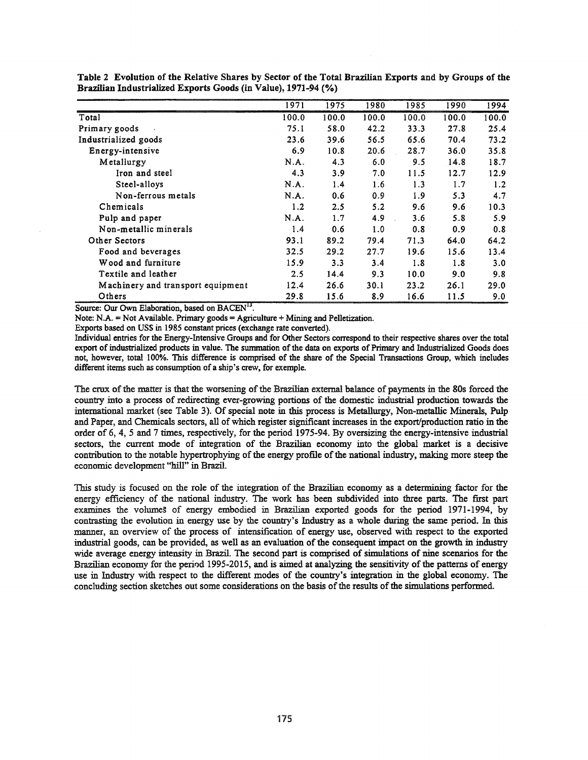**Table 2 Evolution of the Relative Shares by Sector of the Total Brazilian Exports and by Groups of the Brazilian Industrialized Exports Goods (in Value), 1971-94 (%)**

| | 1971 | 1975 | 1980 | 1985 | 1990 | 1994 |
|---|---|---|---|---|---|---|
| Total | 100.0 | 100.0 | 100.0 | 100.0 | 100.0 | 100.0 |
| Primary goods | 75.1 | 58.0 | 42.2 | 33.3 | 27.8 | 25.4 |
| Industrialized goods | 23.6 | 39.6 | 56.5 | 65.6 | 70.4 | 73.2 |
| Energy-intensive | 6.9 | 10.8 | 20.6 | 28.7 | 36.0 | 35.8 |
| Metallurgy | N.A. | 4.3 | 6.0 | 9.5 | 14.8 | 18.7 |
| Iron and steel | 4.3 | 3.9 | 7.0 | 11.5 | 12.7 | 12.9 |
| Steel-alloys | N.A. | 1.4 | 1.6 | 1.3 | 1.7 | 1.2 |
| Non-ferrous metals | N.A. | 0.6 | 0.9 | 1.9 | 5.3 | 4.7 |
| Chemicals | 1.2 | 2.5 | 5.2 | 9.6 | 9.6 | 10.3 |
| Pulp and paper | N.A. | 1.7 | 4.9 | 3.6 | 5.8 | 5.9 |
| Non-metallic minerals | 1.4 | 0.6 | 1.0 | 0.8 | 0.9 | 0.8 |
| Other Sectors | 93.1 | 89.2 | 79.4 | 71.3 | 64.0 | 64.2 |
| Food and beverages | 32.5 | 29.2 | 27.7 | 19.6 | 15.6 | 13.4 |
| Wood and furniture | 15.9 | 3.3 | 3.4 | 1.8 | 1.8 | 3.0 |
| Textile and leather | 2.5 | 14.4 | 9.3 | 10.0 | 9.0 | 9.8 |
| Machinery and transport equipment | 12.4 | 26.6 | 30.1 | 23.2 | 26.1 | 29.0 |
| Others | 29.8 | 15.6 | 8.9 | 16.6 | 11.5 | 9.0 |

Source: Our Own Elaboration, based on BACEN[13].

Note: N.A. = Not Available. Primary goods = Agriculture + Mining and Pelletization.

Exports based on US$ in 1985 constant prices (exchange rate converted).

Individual entries for the Energy-Intensive Groups and for Other Sectors correspond to their respective shares over the total export of industrialized products in value. The summation of the data on exports of Primary and Industrialized Goods does not, however, total 100%. This difference is comprised of the share of the Special Transactions Group, which includes different items such as consumption of a ship's crew, for exemple.

The crux of the matter is that the worsening of the Brazilian external balance of payments in the 80s forced the country into a process of redirecting ever-growing portions of the domestic industrial production towards the international market (see Table 3). Of special note in this process is Metallurgy, Non-metallic Minerals, Pulp and Paper, and Chemicals sectors, all of which register significant increases in the export/production ratio in the order of 6, 4, 5 and 7 times, respectively, for the period 1975-94. By oversizing the energy-intensive industrial sectors, the current mode of integration of the Brazilian economy into the global market is a decisive contribution to the notable hypertrophying of the energy profile of the national industry, making more steep the economic development "hill" in Brazil.

This study is focused on the role of the integration of the Brazilian economy as a determining factor for the energy efficiency of the national industry. The work has been subdivided into three parts. The first part examines the volumes of energy embodied in Brazilian exported goods for the period 1971-1994, by contrasting the evolution in energy use by the country's Industry as a whole during the same period. In this manner, an overview of the process of intensification of energy use, observed with respect to the exported industrial goods, can be provided, as well as an evaluation of the consequent impact on the growth in industry wide average energy intensity in Brazil. The second part is comprised of simulations of nine scenarios for the Brazilian economy for the period 1995-2015, and is aimed at analyzing the sensitivity of the patterns of energy use in Industry with respect to the different modes of the country's integration in the global economy. The concluding section sketches out some considerations on the basis of the results of the simulations performed.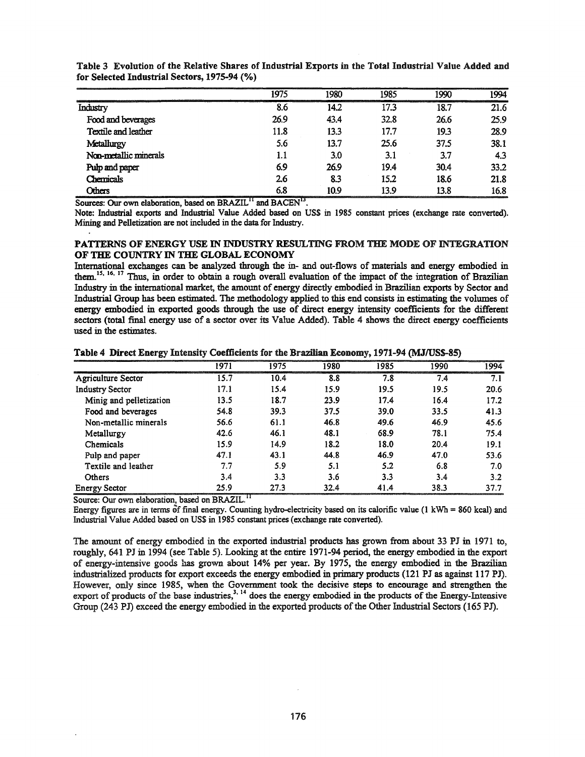**Table 3 Evolution of the Relative Shares of Industrial Exports in the Total Industrial Value Added and for Selected Industrial Sectors, 1975-94 (%)**

| | 1975 | 1980 | 1985 | 1990 | 1994 |
|---|---|---|---|---|---|
| Industry | 8.6 | 14.2 | 17.3 | 18.7 | 21.6 |
| Food and beverages | 26.9 | 43.4 | 32.8 | 26.6 | 25.9 |
| Textile and leather | 11.8 | 13.3 | 17.7 | 19.3 | 28.9 |
| Metallurgy | 5.6 | 13.7 | 25.6 | 37.5 | 38.1 |
| Non-metallic minerals | 1.1 | 3.0 | 3.1 | 3.7 | 4.3 |
| Pulp and paper | 6.9 | 26.9 | 19.4 | 30.4 | 33.2 |
| Chemicals | 2.6 | 8.3 | 15.2 | 18.6 | 21.8 |
| Others | 6.8 | 10.9 | 13.9 | 13.8 | 16.8 |

Sources: Our own elaboration, based on BRAZIL[11] and BACEN[13].

Note: Industrial exports and Industrial Value Added based on US$ in 1985 constant prices (exchange rate converted). Mining and Pelletization are not included in the data for Industry.

## PATTERNS OF ENERGY USE IN INDUSTRY RESULTING FROM THE MODE OF INTEGRATION OF THE COUNTRY IN THE GLOBAL ECONOMY

International exchanges can be analyzed through the in- and out-flows of materials and energy embodied in them.[15, 16, 17] Thus, in order to obtain a rough overall evaluation of the impact of the integration of Brazilian Industry in the international market, the amount of energy directly embodied in Brazilian exports by Sector and Industrial Group has been estimated. The methodology applied to this end consists in estimating the volumes of energy embodied in exported goods through the use of direct energy intensity coefficients for the different sectors (total final energy use of a sector over its Value Added). Table 4 shows the direct energy coefficients used in the estimates.

**Table 4 Direct Energy Intensity Coefficients for the Brazilian Economy, 1971-94 (MJ/US$-85)**

| | 1971 | 1975 | 1980 | 1985 | 1990 | 1994 |
|---|---|---|---|---|---|---|
| Agriculture Sector | 15.7 | 10.4 | 8.8 | 7.8 | 7.4 | 7.1 |
| Industry Sector | 17.1 | 15.4 | 15.9 | 19.5 | 19.5 | 20.6 |
| Minig and pelletization | 13.5 | 18.7 | 23.9 | 17.4 | 16.4 | 17.2 |
| Food and beverages | 54.8 | 39.3 | 37.5 | 39.0 | 33.5 | 41.3 |
| Non-metallic minerals | 56.6 | 61.1 | 46.8 | 49.6 | 46.9 | 45.6 |
| Metallurgy | 42.6 | 46.1 | 48.1 | 68.9 | 78.1 | 75.4 |
| Chemicals | 15.9 | 14.9 | 18.2 | 18.0 | 20.4 | 19.1 |
| Pulp and paper | 47.1 | 43.1 | 44.8 | 46.9 | 47.0 | 53.6 |
| Textile and leather | 7.7 | 5.9 | 5.1 | 5.2 | 6.8 | 7.0 |
| Others | 3.4 | 3.3 | 3.6 | 3.3 | 3.4 | 3.2 |
| Energy Sector | 25.9 | 27.3 | 32.4 | 41.4 | 38.3 | 37.7 |

Source: Our own elaboration, based on BRAZIL.[11]

Energy figures are in terms of final energy. Counting hydro-electricity based on its calorific value (1 kWh = 860 kcal) and Industrial Value Added based on US$ in 1985 constant prices (exchange rate converted).

The amount of energy embodied in the exported industrial products has grown from about 33 PJ in 1971 to, roughly, 641 PJ in 1994 (see Table 5). Looking at the entire 1971-94 period, the energy embodied in the export of energy-intensive goods has grown about 14% per year. By 1975, the energy embodied in the Brazilian industrialized products for export exceeds the energy embodied in primary products (121 PJ as against 117 PJ). However, only since 1985, when the Government took the decisive steps to encourage and strengthen the export of products of the base industries,[3, 14] does the energy embodied in the products of the Energy-Intensive Group (243 PJ) exceed the energy embodied in the exported products of the Other Industrial Sectors (165 PJ).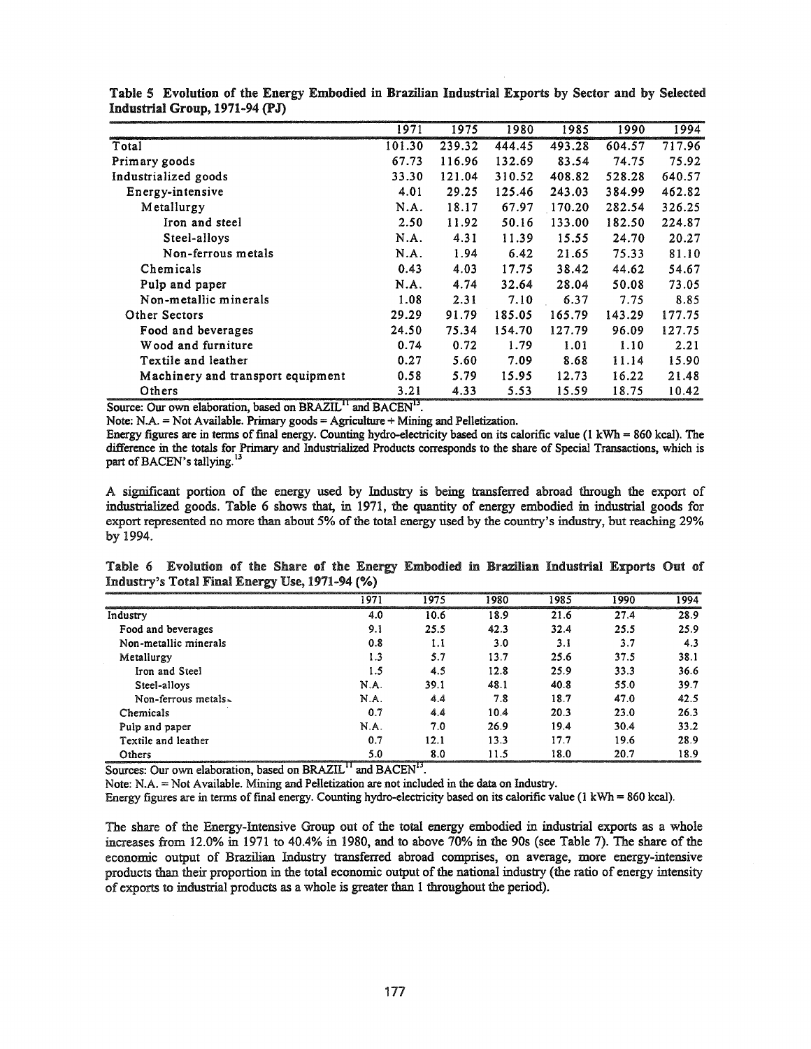**Table 5 Evolution of the Energy Embodied in Brazilian Industrial Exports by Sector and by Selected Industrial Group, 1971-94 (PJ)**

| | 1971 | 1975 | 1980 | 1985 | 1990 | 1994 |
|---|---|---|---|---|---|---|
| Total | 101.30 | 239.32 | 444.45 | 493.28 | 604.57 | 717.96 |
| Primary goods | 67.73 | 116.96 | 132.69 | 83.54 | 74.75 | 75.92 |
| Industrialized goods | 33.30 | 121.04 | 310.52 | 408.82 | 528.28 | 640.57 |
| Energy-intensive | 4.01 | 29.25 | 125.46 | 243.03 | 384.99 | 462.82 |
| Metallurgy | N.A. | 18.17 | 67.97 | 170.20 | 282.54 | 326.25 |
| Iron and steel | 2.50 | 11.92 | 50.16 | 133.00 | 182.50 | 224.87 |
| Steel-alloys | N.A. | 4.31 | 11.39 | 15.55 | 24.70 | 20.27 |
| Non-ferrous metals | N.A. | 1.94 | 6.42 | 21.65 | 75.33 | 81.10 |
| Chemicals | 0.43 | 4.03 | 17.75 | 38.42 | 44.62 | 54.67 |
| Pulp and paper | N.A. | 4.74 | 32.64 | 28.04 | 50.08 | 73.05 |
| Non-metallic minerals | 1.08 | 2.31 | 7.10 | 6.37 | 7.75 | 8.85 |
| Other Sectors | 29.29 | 91.79 | 185.05 | 165.79 | 143.29 | 177.75 |
| Food and beverages | 24.50 | 75.34 | 154.70 | 127.79 | 96.09 | 127.75 |
| Wood and furniture | 0.74 | 0.72 | 1.79 | 1.01 | 1.10 | 2.21 |
| Textile and leather | 0.27 | 5.60 | 7.09 | 8.68 | 11.14 | 15.90 |
| Machinery and transport equipment | 0.58 | 5.79 | 15.95 | 12.73 | 16.22 | 21.48 |
| Others | 3.21 | 4.33 | 5.53 | 15.59 | 18.75 | 10.42 |

Source: Our own elaboration, based on BRAZIL[11] and BACEN[13].

Note: N.A. = Not Available. Primary goods = Agriculture + Mining and Pelletization.

Energy figures are in terms of final energy. Counting hydro-electricity based on its calorific value (1 kWh = 860 kcal). The difference in the totals for Primary and Industrialized Products corresponds to the share of Special Transactions, which is part of BACEN's tallying.[13]

A significant portion of the energy used by Industry is being transferred abroad through the export of industrialized goods. Table 6 shows that, in 1971, the quantity of energy embodied in industrial goods for export represented no more than about 5% of the total energy used by the country's industry, but reaching 29% by 1994.

**Table 6 Evolution of the Share of the Energy Embodied in Brazilian Industrial Exports Out of Industry's Total Final Energy Use, 1971-94 (%)**

| | 1971 | 1975 | 1980 | 1985 | 1990 | 1994 |
|---|---|---|---|---|---|---|
| Industry | 4.0 | 10.6 | 18.9 | 21.6 | 27.4 | 28.9 |
| Food and beverages | 9.1 | 25.5 | 42.3 | 32.4 | 25.5 | 25.9 |
| Non-metallic minerals | 0.8 | 1.1 | 3.0 | 3.1 | 3.7 | 4.3 |
| Metallurgy | 1.3 | 5.7 | 13.7 | 25.6 | 37.5 | 38.1 |
| Iron and Steel | 1.5 | 4.5 | 12.8 | 25.9 | 33.3 | 36.6 |
| Steel-alloys | N.A. | 39.1 | 48.1 | 40.8 | 55.0 | 39.7 |
| Non-ferrous metals | N.A. | 4.4 | 7.8 | 18.7 | 47.0 | 42.5 |
| Chemicals | 0.7 | 4.4 | 10.4 | 20.3 | 23.0 | 26.3 |
| Pulp and paper | N.A. | 7.0 | 26.9 | 19.4 | 30.4 | 33.2 |
| Textile and leather | 0.7 | 12.1 | 13.3 | 17.7 | 19.6 | 28.9 |
| Others | 5.0 | 8.0 | 11.5 | 18.0 | 20.7 | 18.9 |

Sources: Our own elaboration, based on BRAZIL[11] and BACEN[13].

Note: N.A. = Not Available. Mining and Pelletization are not included in the data on Industry.

Energy figures are in terms of final energy. Counting hydro-electricity based on its calorific value (1 kWh = 860 kcal).

The share of the Energy-Intensive Group out of the total energy embodied in industrial exports as a whole increases from 12.0% in 1971 to 40.4% in 1980, and to above 70% in the 90s (see Table 7). The share of the economic output of Brazilian Industry transferred abroad comprises, on average, more energy-intensive products than their proportion in the total economic output of the national industry (the ratio of energy intensity of exports to industrial products as a whole is greater than 1 throughout the period).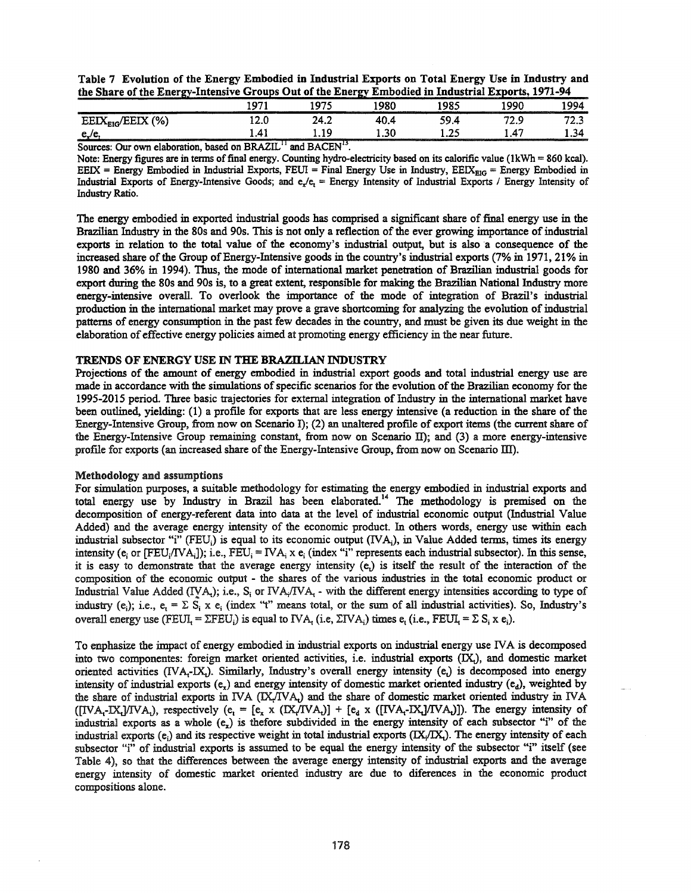**Table 7 Evolution of the Energy Embodied in Industrial Exports on Total Energy Use in Industry and the Share of the Energy-Intensive Groups Out of the Energy Embodied in Industrial Exports, 1971-94**

| | 1971 | 1975 | 1980 | 1985 | 1990 | 1994 |
|---|---|---|---|---|---|---|
| $EEIX_{EIG}$/EEIX (%) | 12.0 | 24.2 | 40.4 | 59.4 | 72.9 | 72.3 |
| $e_x/e_t$ | 1.41 | 1.19 | 1.30 | 1.25 | 1.47 | 1.34 |

Sources: Our own elaboration, based on BRAZIL[11] and BACEN[13].

Note: Energy figures are in terms of final energy. Counting hydro-electricity based on its calorific value (1kWh = 860 kcal). EEIX = Energy Embodied in Industrial Exports, FEUI = Final Energy Use in Industry, $EEIX_{EIG}$ = Energy Embodied in Industrial Exports of Energy-Intensive Goods; and $e_x/e_t$ = Energy Intensity of Industrial Exports / Energy Intensity of Industry Ratio.

The energy embodied in exported industrial goods has comprised a significant share of final energy use in the Brazilian Industry in the 80s and 90s. This is not only a reflection of the ever growing importance of industrial exports in relation to the total value of the economy's industrial output, but is also a consequence of the increased share of the Group of Energy-Intensive goods in the country's industrial exports (7% in 1971, 21% in 1980 and 36% in 1994). Thus, the mode of international market penetration of Brazilian industrial goods for export during the 80s and 90s is, to a great extent, responsible for making the Brazilian National Industry more energy-intensive overall. To overlook the importance of the mode of integration of Brazil's industrial production in the international market may prove a grave shortcoming for analyzing the evolution of industrial patterns of energy consumption in the past few decades in the country, and must be given its due weight in the elaboration of effective energy policies aimed at promoting energy efficiency in the near future.

## TRENDS OF ENERGY USE IN THE BRAZILIAN INDUSTRY

Projections of the amount of energy embodied in industrial export goods and total industrial energy use are made in accordance with the simulations of specific scenarios for the evolution of the Brazilian economy for the 1995-2015 period. Three basic trajectories for external integration of Industry in the international market have been outlined, yielding: (1) a profile for exports that are less energy intensive (a reduction in the share of the Energy-Intensive Group, from now on Scenario I); (2) an unaltered profile of export items (the current share of the Energy-Intensive Group remaining constant, from now on Scenario II); and (3) a more energy-intensive profile for exports (an increased share of the Energy-Intensive Group, from now on Scenario III).

### Methodology and assumptions

For simulation purposes, a suitable methodology for estimating the energy embodied in industrial exports and total energy use by Industry in Brazil has been elaborated.[14] The methodology is premised on the decomposition of energy-referent data into data at the level of industrial economic output (Industrial Value Added) and the average energy intensity of the economic product. In others words, energy use within each industrial subsector "i" ($FEU_i$) is equal to its economic output ($IVA_i$), in Value Added terms, times its energy intensity ($e_i$ or $[FEU_i/IVA_i]$); i.e., $FEU_i = IVA_i \times e_i$ (index "i" represents each industrial subsector). In this sense, it is easy to demonstrate that the average energy intensity ($e_t$) is itself the result of the interaction of the composition of the economic output - the shares of the various industries in the total economic product or Industrial Value Added ($IVA_t$); i.e., $S_i$ or $IVA_i/IVA_t$ - with the different energy intensities according to type of industry ($e_i$); i.e., $e_t = \Sigma S_i \times e_i$ (index "t" means total, or the sum of all industrial activities). So, Industry's overall energy use ($FEUI_t = \Sigma FEU_i$) is equal to $IVA_t$ (i.e, $\Sigma IVA_i$) times $e_t$ (i.e., $FEUI_t = \Sigma S_i \times e_i$).

To emphasize the impact of energy embodied in industrial exports on industrial energy use IVA is decomposed into two componentes: foreign market oriented activities, i.e. industrial exports ($IX_t$), and domestic market oriented activities ($IVA_t$-$IX_t$). Similarly, Industry's overall energy intensity ($e_t$) is decomposed into energy intensity of industrial exports ($e_x$) and energy intensity of domestic market oriented industry ($e_d$), weighted by the share of industrial exports in IVA ($IX_t/IVA_t$) and the share of domestic market oriented industry in IVA ($[IVA_t-IX_t]/IVA_t$), respectively ($e_t = [e_x \times (IX_t/IVA_t)] + [e_d \times ([IVA_t-IX_t]/IVA_t)]$). The energy intensity of industrial exports as a whole ($e_x$) is thefore subdivided in the energy intensity of each subsector "i" of the industrial exports ($e_i$) and its respective weight in total industrial exports ($IX_i/IX_t$). The energy intensity of each subsector "i" of industrial exports is assumed to be equal the energy intensity of the subsector "i" itself (see Table 4), so that the differences between the average energy intensity of industrial exports and the average energy intensity of domestic market oriented industry are due to diferences in the economic product compositions alone.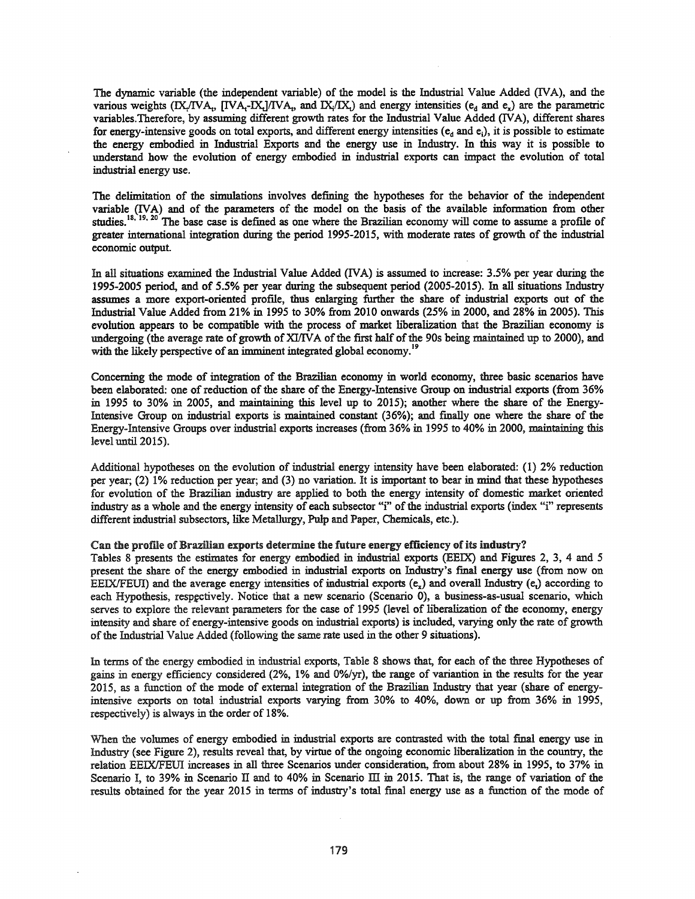The dynamic variable (the independent variable) of the model is the Industrial Value Added (IVA), and the various weights ($IX_t/IVA_t$, $[IVA_t-IX_t]/IVA_t$, and $IX_i/IX_t$) and energy intensities ($e_d$ and $e_x$) are the parametric variables. Therefore, by assuming different growth rates for the Industrial Value Added (IVA), different shares for energy-intensive goods on total exports, and different energy intensities ($e_d$ and $e_i$), it is possible to estimate the energy embodied in Industrial Exports and the energy use in Industry. In this way it is possible to understand how the evolution of energy embodied in industrial exports can impact the evolution of total industrial energy use.

The delimitation of the simulations involves defining the hypotheses for the behavior of the independent variable (IVA) and of the parameters of the model on the basis of the available information from other studies.[18, 19, 20] The base case is defined as one where the Brazilian economy will come to assume a profile of greater international integration during the period 1995-2015, with moderate rates of growth of the industrial economic output.

In all situations examined the Industrial Value Added (IVA) is assumed to increase: 3.5% per year during the 1995-2005 period, and of 5.5% per year during the subsequent period (2005-2015). In all situations Industry assumes a more export-oriented profile, thus enlarging further the share of industrial exports out of the Industrial Value Added from 21% in 1995 to 30% from 2010 onwards (25% in 2000, and 28% in 2005). This evolution appears to be compatible with the process of market liberalization that the Brazilian economy is undergoing (the average rate of growth of XI/IVA of the first half of the 90s being maintained up to 2000), and with the likely perspective of an imminent integrated global economy.[19]

Concerning the mode of integration of the Brazilian economy in world economy, three basic scenarios have been elaborated: one of reduction of the share of the Energy-Intensive Group on industrial exports (from 36% in 1995 to 30% in 2005, and maintaining this level up to 2015); another where the share of the Energy-Intensive Group on industrial exports is maintained constant (36%); and finally one where the share of the Energy-Intensive Groups over industrial exports increases (from 36% in 1995 to 40% in 2000, maintaining this level until 2015).

Additional hypotheses on the evolution of industrial energy intensity have been elaborated: (1) 2% reduction per year; (2) 1% reduction per year; and (3) no variation. It is important to bear in mind that these hypotheses for evolution of the Brazilian industry are applied to both the energy intensity of domestic market oriented industry as a whole and the energy intensity of each subsector "i" of the industrial exports (index "i" represents different industrial subsectors, like Metallurgy, Pulp and Paper, Chemicals, etc.).

**Can the profile of Brazilian exports determine the future energy efficiency of its industry?**

Tables 8 presents the estimates for energy embodied in industrial exports (EEIX) and Figures 2, 3, 4 and 5 present the share of the energy embodied in industrial exports on Industry's final energy use (from now on EEIX/FEUI) and the average energy intensities of industrial exports ($e_x$) and overall Industry ($e_t$) according to each Hypothesis, respectively. Notice that a new scenario (Scenario 0), a business-as-usual scenario, which serves to explore the relevant parameters for the case of 1995 (level of liberalization of the economy, energy intensity and share of energy-intensive goods on industrial exports) is included, varying only the rate of growth of the Industrial Value Added (following the same rate used in the other 9 situations).

In terms of the energy embodied in industrial exports, Table 8 shows that, for each of the three Hypotheses of gains in energy efficiency considered (2%, 1% and 0%/yr), the range of variantion in the results for the year 2015, as a function of the mode of external integration of the Brazilian Industry that year (share of energy-intensive exports on total industrial exports varying from 30% to 40%, down or up from 36% in 1995, respectively) is always in the order of 18%.

When the volumes of energy embodied in industrial exports are contrasted with the total final energy use in Industry (see Figure 2), results reveal that, by virtue of the ongoing economic liberalization in the country, the relation EEIX/FEUI increases in all three Scenarios under consideration, from about 28% in 1995, to 37% in Scenario I, to 39% in Scenario II and to 40% in Scenario III in 2015. That is, the range of variation of the results obtained for the year 2015 in terms of industry's total final energy use as a function of the mode of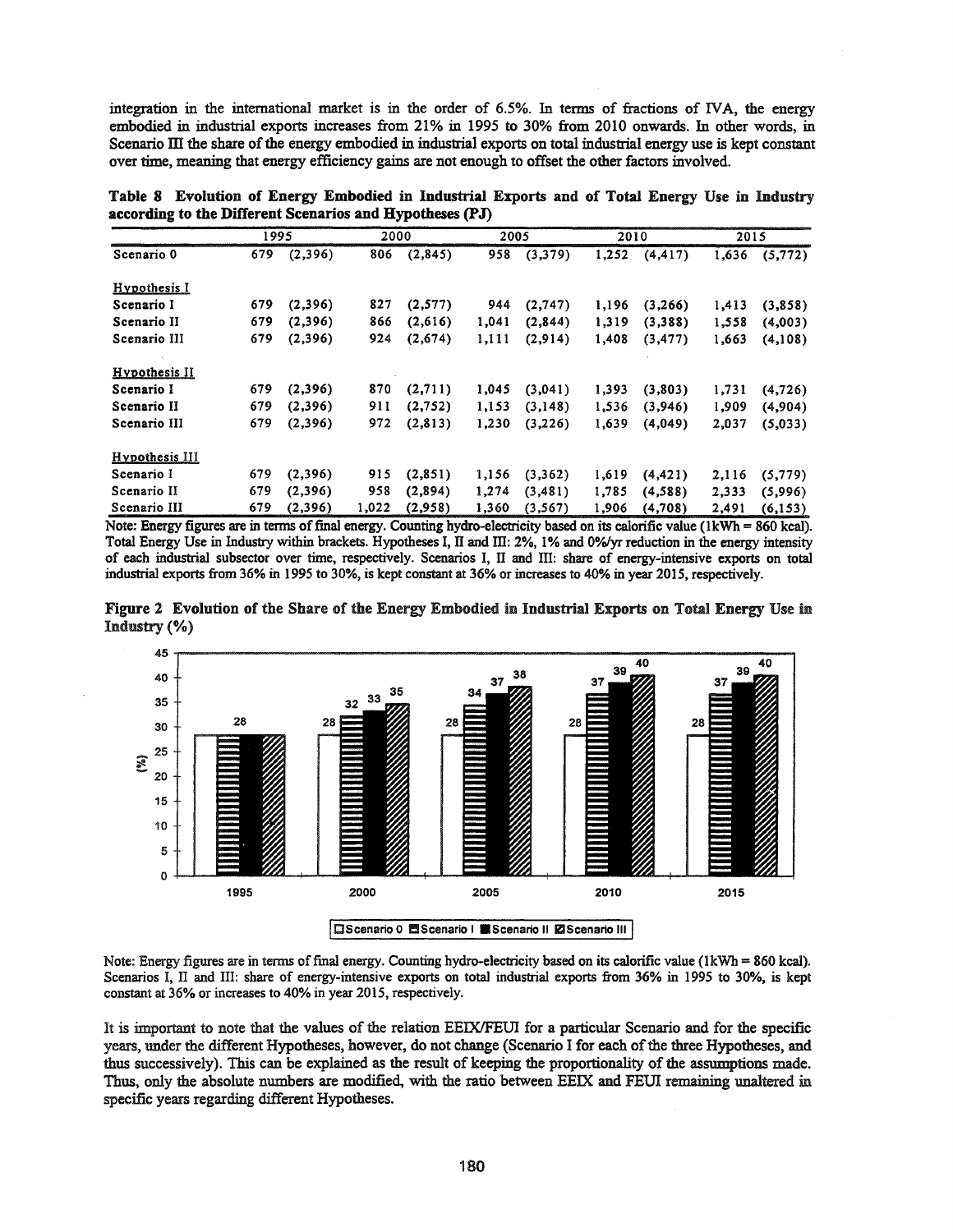integration in the international market is in the order of 6.5%. In terms of fractions of IVA, the energy embodied in industrial exports increases from 21% in 1995 to 30% from 2010 onwards. In other words, in Scenario III the share of the energy embodied in industrial exports on total industrial energy use is kept constant over time, meaning that energy efficiency gains are not enough to offset the other factors involved.

**Table 8 Evolution of Energy Embodied in Industrial Exports and of Total Energy Use in Industry according to the Different Scenarios and Hypotheses (PJ)**

| | 1995 | | 2000 | | 2005 | | 2010 | | 2015 | |
|---|---|---|---|---|---|---|---|---|---|---|
| Scenario 0 | 679 | (2,396) | 806 | (2,845) | 958 | (3,379) | 1,252 | (4,417) | 1,636 | (5,772) |
| <u>Hypothesis I</u> | | | | | | | | | | |
| Scenario I | 679 | (2,396) | 827 | (2,577) | 944 | (2,747) | 1,196 | (3,266) | 1,413 | (3,858) |
| Scenario II | 679 | (2,396) | 866 | (2,616) | 1,041 | (2,844) | 1,319 | (3,388) | 1,558 | (4,003) |
| Scenario III | 679 | (2,396) | 924 | (2,674) | 1,111 | (2,914) | 1,408 | (3,477) | 1,663 | (4,108) |
| <u>Hypothesis II</u> | | | | | | | | | | |
| Scenario I | 679 | (2,396) | 870 | (2,711) | 1,045 | (3,041) | 1,393 | (3,803) | 1,731 | (4,726) |
| Scenario II | 679 | (2,396) | 911 | (2,752) | 1,153 | (3,148) | 1,536 | (3,946) | 1,909 | (4,904) |
| Scenario III | 679 | (2,396) | 972 | (2,813) | 1,230 | (3,226) | 1,639 | (4,049) | 2,037 | (5,033) |
| <u>Hypothesis III</u> | | | | | | | | | | |
| Scenario I | 679 | (2,396) | 915 | (2,851) | 1,156 | (3,362) | 1,619 | (4,421) | 2,116 | (5,779) |
| Scenario II | 679 | (2,396) | 958 | (2,894) | 1,274 | (3,481) | 1,785 | (4,588) | 2,333 | (5,996) |
| Scenario III | 679 | (2,396) | 1,022 | (2,958) | 1,360 | (3,567) | 1,906 | (4,708) | 2,491 | (6,153) |

Note: Energy figures are in terms of final energy. Counting hydro-electricity based on its calorific value (1kWh = 860 kcal). Total Energy Use in Industry within brackets. Hypotheses I, II and III: 2%, 1% and 0%/yr reduction in the energy intensity of each industrial subsector over time, respectively. Scenarios I, II and III: share of energy-intensive exports on total industrial exports from 36% in 1995 to 30%, is kept constant at 36% or increases to 40% in year 2015, respectively.

**Figure 2 Evolution of the Share of the Energy Embodied in Industrial Exports on Total Energy Use in Industry (%)**

| Year | Scenario 0 | Scenario I | Scenario II | Scenario III |
|---|---|---|---|---|
| 1995 | 28 | 28 | 28 | 28 |
| 2000 | 28 | 32 | 33 | 35 |
| 2005 | 28 | 34 | 37 | 38 |
| 2010 | 28 | 37 | 39 | 40 |
| 2015 | 28 | 37 | 39 | 40 |

Note: Energy figures are in terms of final energy. Counting hydro-electricity based on its calorific value (1kWh = 860 kcal). Scenarios I, II and III: share of energy-intensive exports on total industrial exports from 36% in 1995 to 30%, is kept constant at 36% or increases to 40% in year 2015, respectively.

It is important to note that the values of the relation EEIX/FEUI for a particular Scenario and for the specific years, under the different Hypotheses, however, do not change (Scenario I for each of the three Hypotheses, and thus successively). This can be explained as the result of keeping the proportionality of the assumptions made. Thus, only the absolute numbers are modified, with the ratio between EEIX and FEUI remaining unaltered in specific years regarding different Hypotheses.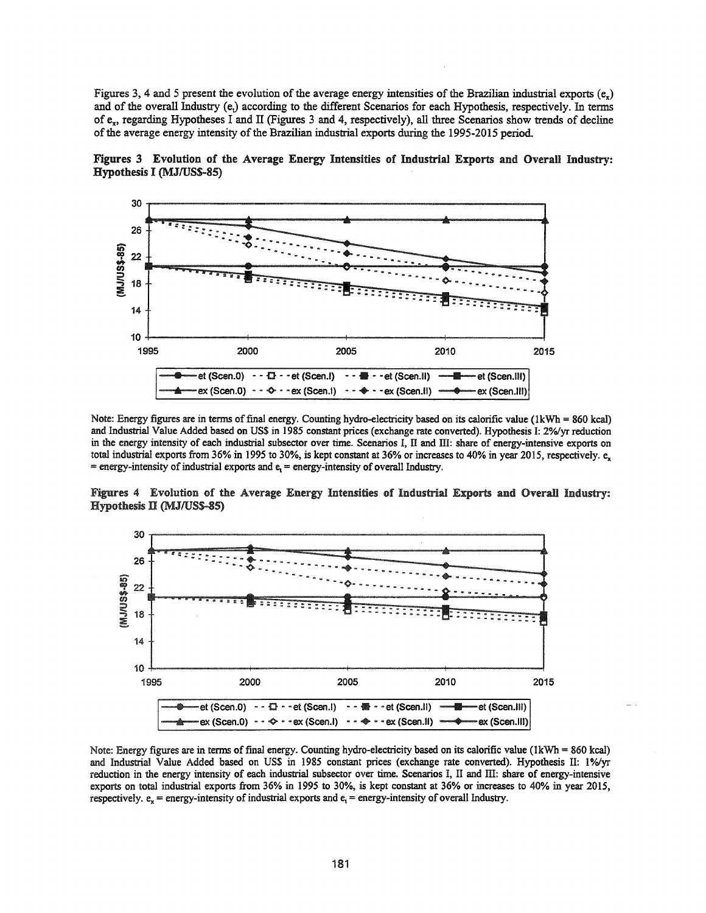Figures 3, 4 and 5 present the evolution of the average energy intensities of the Brazilian industrial exports ($e_x$) and of the overall Industry ($e_t$) according to the different Scenarios for each Hypothesis, respectively. In terms of $e_x$, regarding Hypotheses I and II (Figures 3 and 4, respectively), all three Scenarios show trends of decline of the average energy intensity of the Brazilian industrial exports during the 1995-2015 period.

**Figures 3 Evolution of the Average Energy Intensities of Industrial Exports and Overall Industry: Hypothesis I (MJ/US$-85)**

Note: Energy figures are in terms of final energy. Counting hydro-electricity based on its calorific value (1kWh = 860 kcal) and Industrial Value Added based on US$ in 1985 constant prices (exchange rate converted). Hypothesis I: 2%/yr reduction in the energy intensity of each industrial subsector over time. Scenarios I, II and III: share of energy-intensive exports on total industrial exports from 36% in 1995 to 30%, is kept constant at 36% or increases to 40% in year 2015, respectively. $e_x$ = energy-intensity of industrial exports and $e_t$ = energy-intensity of overall Industry.

**Figures 4 Evolution of the Average Energy Intensities of Industrial Exports and Overall Industry: Hypothesis II (MJ/US$-85)**

Note: Energy figures are in terms of final energy. Counting hydro-electricity based on its calorific value (1kWh = 860 kcal) and Industrial Value Added based on US$ in 1985 constant prices (exchange rate converted). Hypothesis II: 1%/yr reduction in the energy intensity of each industrial subsector over time. Scenarios I, II and III: share of energy-intensive exports on total industrial exports from 36% in 1995 to 30%, is kept constant at 36% or increases to 40% in year 2015, respectively. $e_x$ = energy-intensity of industrial exports and $e_t$ = energy-intensity of overall Industry.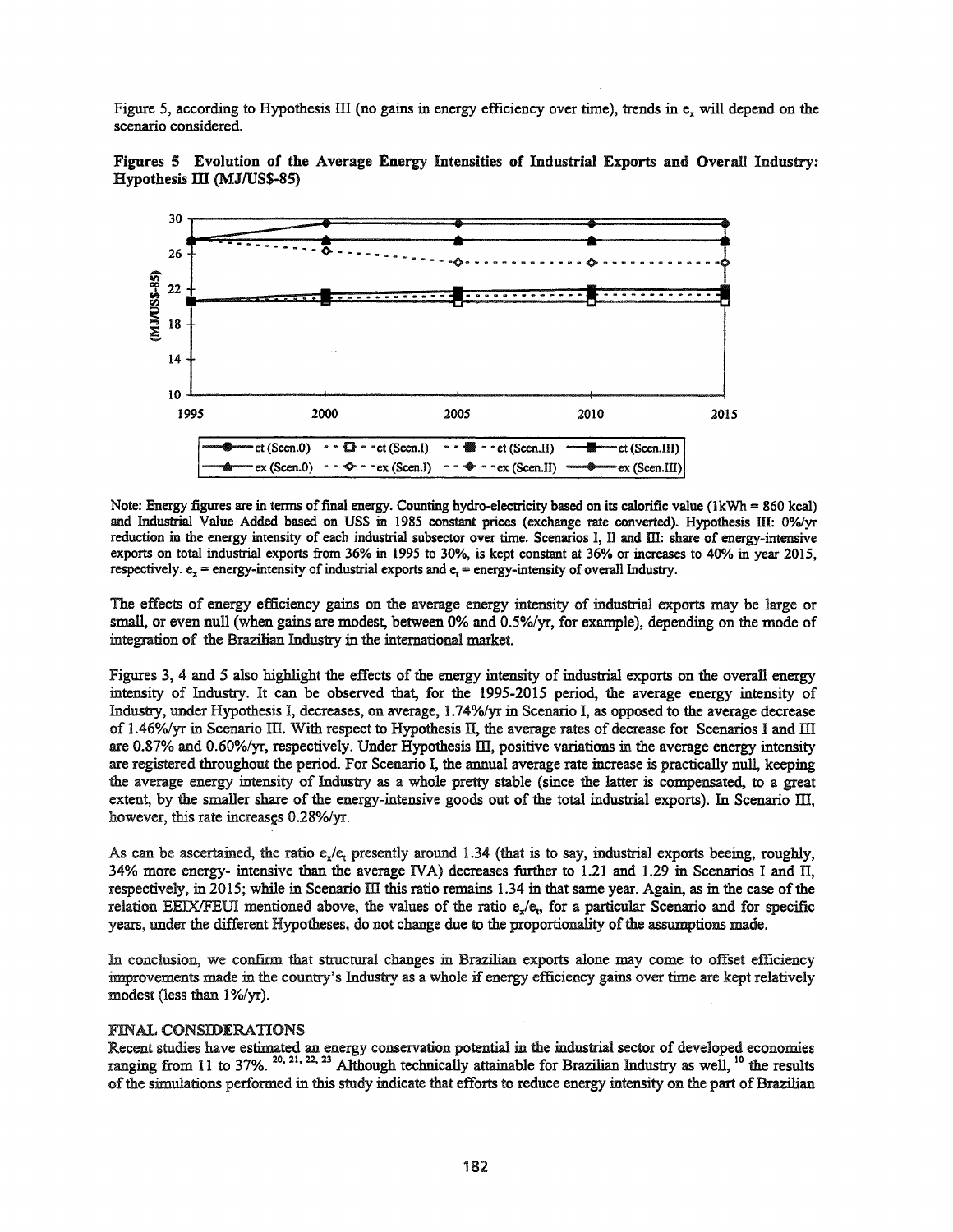Figure 5, according to Hypothesis III (no gains in energy efficiency over time), trends in $e_x$ will depend on the scenario considered.

**Figures 5 Evolution of the Average Energy Intensities of Industrial Exports and Overall Industry: Hypothesis III (MJ/US$-85)**

Note: Energy figures are in terms of final energy. Counting hydro-electricity based on its calorific value (1kWh = 860 kcal) and Industrial Value Added based on US$ in 1985 constant prices (exchange rate converted). Hypothesis III: 0%/yr reduction in the energy intensity of each industrial subsector over time. Scenarios I, II and III: share of energy-intensive exports on total industrial exports from 36% in 1995 to 30%, is kept constant at 36% or increases to 40% in year 2015, respectively. $e_x$ = energy-intensity of industrial exports and $e_t$ = energy-intensity of overall Industry.

The effects of energy efficiency gains on the average energy intensity of industrial exports may be large or small, or even null (when gains are modest, between 0% and 0.5%/yr, for example), depending on the mode of integration of the Brazilian Industry in the international market.

Figures 3, 4 and 5 also highlight the effects of the energy intensity of industrial exports on the overall energy intensity of Industry. It can be observed that, for the 1995-2015 period, the average energy intensity of Industry, under Hypothesis I, decreases, on average, 1.74%/yr in Scenario I, as opposed to the average decrease of 1.46%/yr in Scenario III. With respect to Hypothesis II, the average rates of decrease for Scenarios I and III are 0.87% and 0.60%/yr, respectively. Under Hypothesis III, positive variations in the average energy intensity are registered throughout the period. For Scenario I, the annual average rate increase is practically null, keeping the average energy intensity of Industry as a whole pretty stable (since the latter is compensated, to a great extent, by the smaller share of the energy-intensive goods out of the total industrial exports). In Scenario III, however, this rate increases 0.28%/yr.

As can be ascertained, the ratio $e_x/e_t$ presently around 1.34 (that is to say, industrial exports beeing, roughly, 34% more energy- intensive than the average IVA) decreases further to 1.21 and 1.29 in Scenarios I and II, respectively, in 2015; while in Scenario III this ratio remains 1.34 in that same year. Again, as in the case of the relation EEIX/FEUI mentioned above, the values of the ratio $e_x/e_t$, for a particular Scenario and for specific years, under the different Hypotheses, do not change due to the proportionality of the assumptions made.

In conclusion, we confirm that structural changes in Brazilian exports alone may come to offset efficiency improvements made in the country's Industry as a whole if energy efficiency gains over time are kept relatively modest (less than 1%/yr).

## FINAL CONSIDERATIONS

Recent studies have estimated an energy conservation potential in the industrial sector of developed economies ranging from 11 to 37%. [20, 21, 22, 23] Although technically attainable for Brazilian Industry as well, [10] the results of the simulations performed in this study indicate that efforts to reduce energy intensity on the part of Brazilian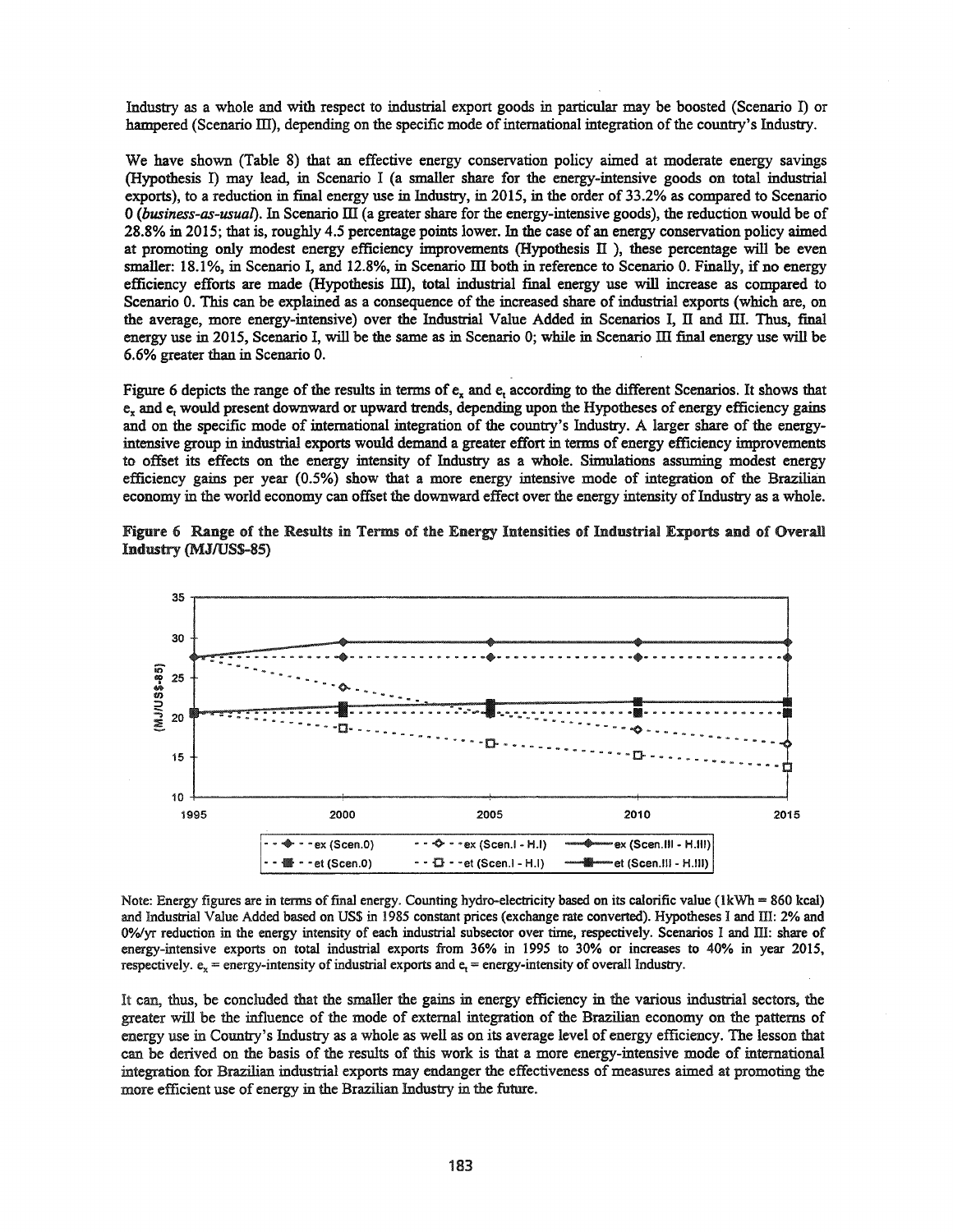Industry as a whole and with respect to industrial export goods in particular may be boosted (Scenario I) or hampered (Scenario III), depending on the specific mode of international integration of the country's Industry.

We have shown (Table 8) that an effective energy conservation policy aimed at moderate energy savings (Hypothesis I) may lead, in Scenario I (a smaller share for the energy-intensive goods on total industrial exports), to a reduction in final energy use in Industry, in 2015, in the order of 33.2% as compared to Scenario 0 (*business-as-usual*). In Scenario III (a greater share for the energy-intensive goods), the reduction would be of 28.8% in 2015; that is, roughly 4.5 percentage points lower. In the case of an energy conservation policy aimed at promoting only modest energy efficiency improvements (Hypothesis II ), these percentage will be even smaller: 18.1%, in Scenario I, and 12.8%, in Scenario III both in reference to Scenario 0. Finally, if no energy efficiency efforts are made (Hypothesis III), total industrial final energy use will increase as compared to Scenario 0. This can be explained as a consequence of the increased share of industrial exports (which are, on the average, more energy-intensive) over the Industrial Value Added in Scenarios I, II and III. Thus, final energy use in 2015, Scenario I, will be the same as in Scenario 0; while in Scenario III final energy use will be 6.6% greater than in Scenario 0.

Figure 6 depicts the range of the results in terms of $e_x$ and $e_t$ according to the different Scenarios. It shows that $e_x$ and $e_t$ would present downward or upward trends, depending upon the Hypotheses of energy efficiency gains and on the specific mode of international integration of the country's Industry. A larger share of the energy-intensive group in industrial exports would demand a greater effort in terms of energy efficiency improvements to offset its effects on the energy intensity of Industry as a whole. Simulations assuming modest energy efficiency gains per year (0.5%) show that a more energy intensive mode of integration of the Brazilian economy in the world economy can offset the downward effect over the energy intensity of Industry as a whole.

**Figure 6 Range of the Results in Terms of the Energy Intensities of Industrial Exports and of Overall Industry (MJ/US$-85)**

Note: Energy figures are in terms of final energy. Counting hydro-electricity based on its calorific value (1kWh = 860 kcal) and Industrial Value Added based on US$ in 1985 constant prices (exchange rate converted). Hypotheses I and III: 2% and 0%/yr reduction in the energy intensity of each industrial subsector over time, respectively. Scenarios I and III: share of energy-intensive exports on total industrial exports from 36% in 1995 to 30% or increases to 40% in year 2015, respectively. $e_x$ = energy-intensity of industrial exports and $e_t$ = energy-intensity of overall Industry.

It can, thus, be concluded that the smaller the gains in energy efficiency in the various industrial sectors, the greater will be the influence of the mode of external integration of the Brazilian economy on the patterns of energy use in Country's Industry as a whole as well as on its average level of energy efficiency. The lesson that can be derived on the basis of the results of this work is that a more energy-intensive mode of international integration for Brazilian industrial exports may endanger the effectiveness of measures aimed at promoting the more efficient use of energy in the Brazilian Industry in the future.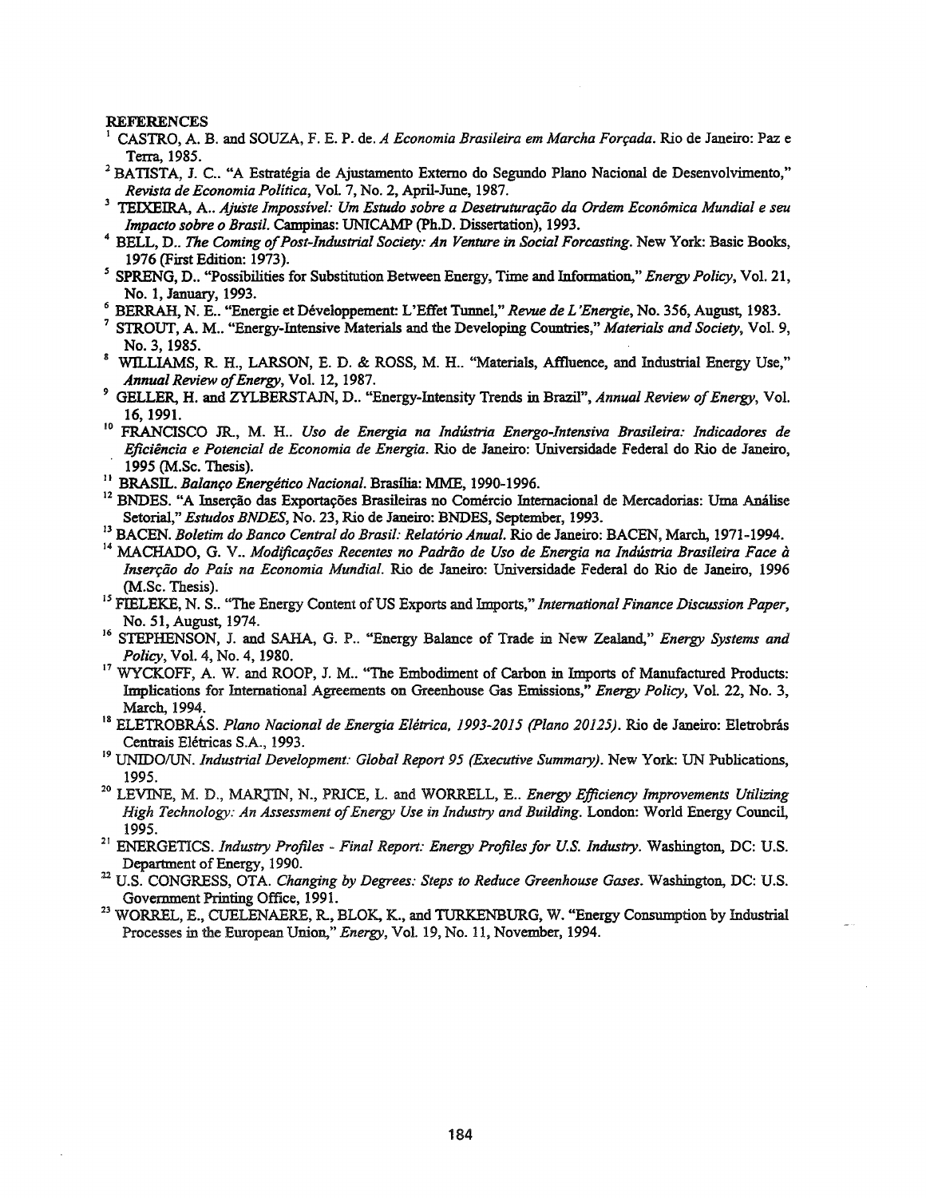**REFERENCES**

[1] CASTRO, A. B. and SOUZA, F. E. P. de. *A Economia Brasileira em Marcha Forçada*. Rio de Janeiro: Paz e Terra, 1985.

[2] BATISTA, J. C.. "A Estratégia de Ajustamento Externo do Segundo Plano Nacional de Desenvolvimento," *Revista de Economia Política*, Vol. 7, No. 2, April-June, 1987.

[3] TEIXEIRA, A.. *Ajuste Impossível: Um Estudo sobre a Desetruturação da Ordem Econômica Mundial e seu Impacto sobre o Brasil*. Campinas: UNICAMP (Ph.D. Dissertation), 1993.

[4] BELL, D.. *The Coming of Post-Industrial Society: An Venture in Social Forcasting*. New York: Basic Books, 1976 (First Edition: 1973).

[5] SPRENG, D.. "Possibilities for Substitution Between Energy, Time and Information," *Energy Policy*, Vol. 21, No. 1, January, 1993.

[6] BERRAH, N. E.. "Energie et Développement: L'Effet Tunnel," *Revue de L'Energie*, No. 356, August, 1983.

[7] STROUT, A. M.. "Energy-Intensive Materials and the Developing Countries," *Materials and Society*, Vol. 9, No. 3, 1985.

[8] WILLIAMS, R. H., LARSON, E. D. & ROSS, M. H.. "Materials, Affluence, and Industrial Energy Use," *Annual Review of Energy*, Vol. 12, 1987.

[9] GELLER, H. and ZYLBERSTAJN, D.. "Energy-Intensity Trends in Brazil", *Annual Review of Energy*, Vol. 16, 1991.

[10] FRANCISCO JR., M. H.. *Uso de Energia na Indústria Energo-Intensiva Brasileira: Indicadores de Eficiência e Potencial de Economia de Energia*. Rio de Janeiro: Universidade Federal do Rio de Janeiro, 1995 (M.Sc. Thesis).

[11] BRASIL. *Balanço Energético Nacional*. Brasília: MME, 1990-1996.

[12] BNDES. "A Inserção das Exportações Brasileiras no Comércio Internacional de Mercadorias: Uma Análise Setorial," *Estudos BNDES*, No. 23, Rio de Janeiro: BNDES, September, 1993.

[13] BACEN. *Boletim do Banco Central do Brasil: Relatório Anual*. Rio de Janeiro: BACEN, March, 1971-1994.

[14] MACHADO, G. V.. *Modificações Recentes no Padrão de Uso de Energia na Indústria Brasileira Face à Inserção do País na Economia Mundial*. Rio de Janeiro: Universidade Federal do Rio de Janeiro, 1996 (M.Sc. Thesis).

[15] FIELEKE, N. S.. "The Energy Content of US Exports and Imports," *International Finance Discussion Paper*, No. 51, August, 1974.

[16] STEPHENSON, J. and SAHA, G. P.. "Energy Balance of Trade in New Zealand," *Energy Systems and Policy*, Vol. 4, No. 4, 1980.

[17] WYCKOFF, A. W. and ROOP, J. M.. "The Embodiment of Carbon in Imports of Manufactured Products: Implications for International Agreements on Greenhouse Gas Emissions," *Energy Policy*, Vol. 22, No. 3, March, 1994.

[18] ELETROBRÁS. *Plano Nacional de Energia Elétrica, 1993-2015 (Plano 20125)*. Rio de Janeiro: Eletrobrás Centrais Elétricas S.A., 1993.

[19] UNIDO/UN. *Industrial Development: Global Report 95 (Executive Summary)*. New York: UN Publications, 1995.

[20] LEVINE, M. D., MARTIN, N., PRICE, L. and WORRELL, E.. *Energy Efficiency Improvements Utilizing High Technology: An Assessment of Energy Use in Industry and Building*. London: World Energy Council, 1995.

[21] ENERGETICS. *Industry Profiles - Final Report: Energy Profiles for U.S. Industry*. Washington, DC: U.S. Department of Energy, 1990.

[22] U.S. CONGRESS, OTA. *Changing by Degrees: Steps to Reduce Greenhouse Gases*. Washington, DC: U.S. Government Printing Office, 1991.

[23] WORREL, E., CUELENAERE, R., BLOK, K., and TURKENBURG, W. "Energy Consumption by Industrial Processes in the European Union," *Energy*, Vol. 19, No. 11, November, 1994.